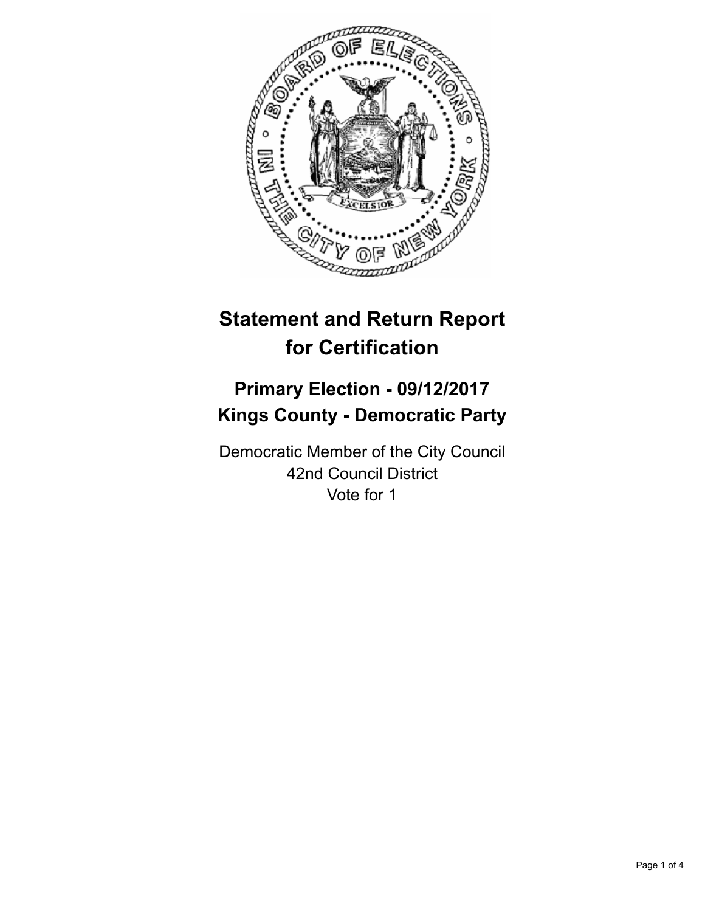# Statement and Return Report for Certification

## Primary Election - 09/12/2017
## Kings County - Democratic Party

Democratic Member of the City Council
42nd Council District
Vote for 1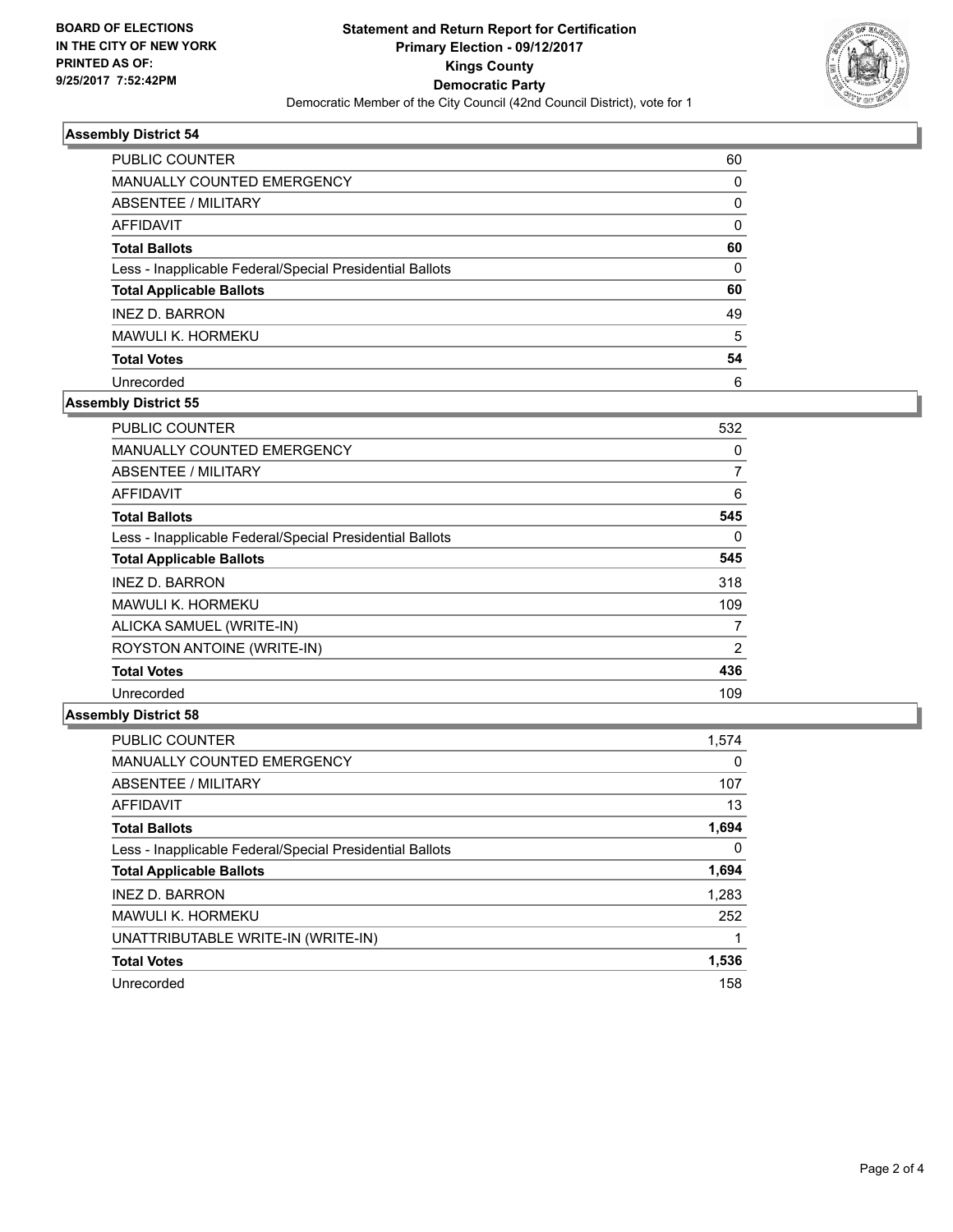**BOARD OF ELECTIONS IN THE CITY OF NEW YORK PRINTED AS OF: 9/25/2017 7:52:42PM**

**Statement and Return Report for Certification**
**Primary Election - 09/12/2017**
**Kings County**
**Democratic Party**
Democratic Member of the City Council (42nd Council District), vote for 1

### Assembly District 54

| | |
|---|---|
| PUBLIC COUNTER | 60 |
| MANUALLY COUNTED EMERGENCY | 0 |
| ABSENTEE / MILITARY | 0 |
| AFFIDAVIT | 0 |
| **Total Ballots** | **60** |
| Less - Inapplicable Federal/Special Presidential Ballots | 0 |
| **Total Applicable Ballots** | **60** |
| INEZ D. BARRON | 49 |
| MAWULI K. HORMEKU | 5 |
| **Total Votes** | **54** |
| Unrecorded | 6 |

### Assembly District 55

| | |
|---|---|
| PUBLIC COUNTER | 532 |
| MANUALLY COUNTED EMERGENCY | 0 |
| ABSENTEE / MILITARY | 7 |
| AFFIDAVIT | 6 |
| **Total Ballots** | **545** |
| Less - Inapplicable Federal/Special Presidential Ballots | 0 |
| **Total Applicable Ballots** | **545** |
| INEZ D. BARRON | 318 |
| MAWULI K. HORMEKU | 109 |
| ALICKA SAMUEL (WRITE-IN) | 7 |
| ROYSTON ANTOINE (WRITE-IN) | 2 |
| **Total Votes** | **436** |
| Unrecorded | 109 |

### Assembly District 58

| | |
|---|---|
| PUBLIC COUNTER | 1,574 |
| MANUALLY COUNTED EMERGENCY | 0 |
| ABSENTEE / MILITARY | 107 |
| AFFIDAVIT | 13 |
| **Total Ballots** | **1,694** |
| Less - Inapplicable Federal/Special Presidential Ballots | 0 |
| **Total Applicable Ballots** | **1,694** |
| INEZ D. BARRON | 1,283 |
| MAWULI K. HORMEKU | 252 |
| UNATTRIBUTABLE WRITE-IN (WRITE-IN) | 1 |
| **Total Votes** | **1,536** |
| Unrecorded | 158 |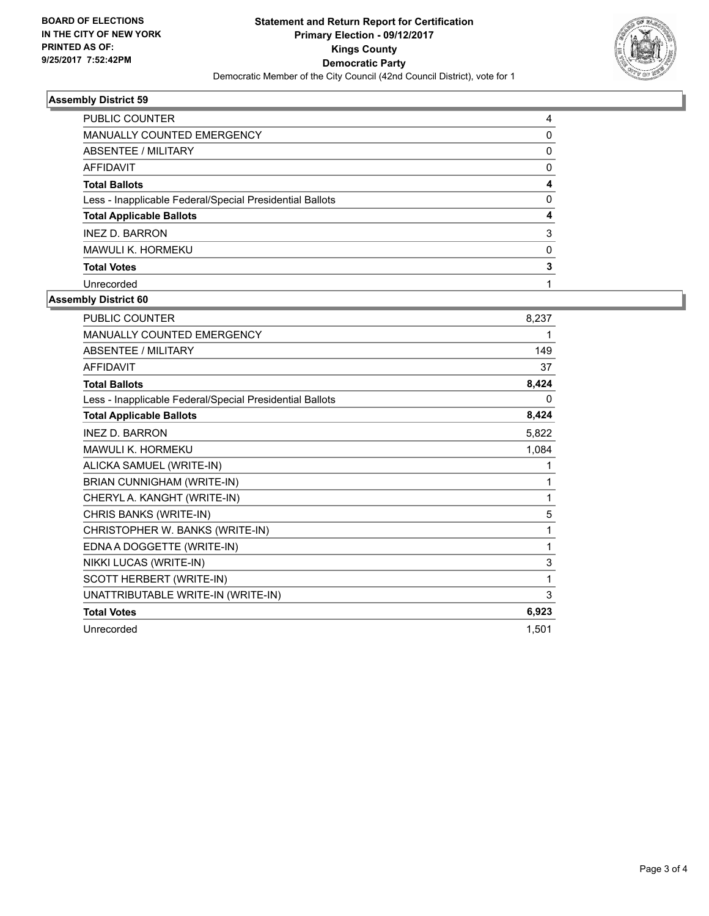BOARD OF ELECTIONS
IN THE CITY OF NEW YORK
PRINTED AS OF:
9/25/2017 7:52:42PM

**Statement and Return Report for Certification**
**Primary Election - 09/12/2017**
**Kings County**
**Democratic Party**
Democratic Member of the City Council (42nd Council District), vote for 1

### Assembly District 59

| | |
|---|---|
| PUBLIC COUNTER | 4 |
| MANUALLY COUNTED EMERGENCY | 0 |
| ABSENTEE / MILITARY | 0 |
| AFFIDAVIT | 0 |
| **Total Ballots** | **4** |
| Less - Inapplicable Federal/Special Presidential Ballots | 0 |
| **Total Applicable Ballots** | **4** |
| INEZ D. BARRON | 3 |
| MAWULI K. HORMEKU | 0 |
| **Total Votes** | **3** |
| Unrecorded | 1 |

### Assembly District 60

| | |
|---|---|
| PUBLIC COUNTER | 8,237 |
| MANUALLY COUNTED EMERGENCY | 1 |
| ABSENTEE / MILITARY | 149 |
| AFFIDAVIT | 37 |
| **Total Ballots** | **8,424** |
| Less - Inapplicable Federal/Special Presidential Ballots | 0 |
| **Total Applicable Ballots** | **8,424** |
| INEZ D. BARRON | 5,822 |
| MAWULI K. HORMEKU | 1,084 |
| ALICKA SAMUEL (WRITE-IN) | 1 |
| BRIAN CUNNIGHAM (WRITE-IN) | 1 |
| CHERYL A. KANGHT (WRITE-IN) | 1 |
| CHRIS BANKS (WRITE-IN) | 5 |
| CHRISTOPHER W. BANKS (WRITE-IN) | 1 |
| EDNA A DOGGETTE (WRITE-IN) | 1 |
| NIKKI LUCAS (WRITE-IN) | 3 |
| SCOTT HERBERT (WRITE-IN) | 1 |
| UNATTRIBUTABLE WRITE-IN (WRITE-IN) | 3 |
| **Total Votes** | **6,923** |
| Unrecorded | 1,501 |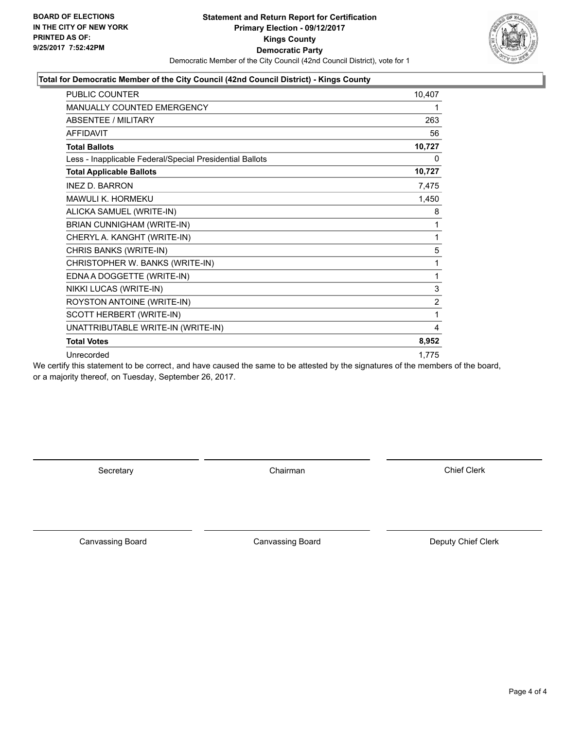**BOARD OF ELECTIONS IN THE CITY OF NEW YORK PRINTED AS OF: 9/25/2017 7:52:42PM**

**Statement and Return Report for Certification**
**Primary Election - 09/12/2017**
**Kings County**
**Democratic Party**
Democratic Member of the City Council (42nd Council District), vote for 1

**Total for Democratic Member of the City Council (42nd Council District) - Kings County**

| | |
|---|---|
| PUBLIC COUNTER | 10,407 |
| MANUALLY COUNTED EMERGENCY | 1 |
| ABSENTEE / MILITARY | 263 |
| AFFIDAVIT | 56 |
| **Total Ballots** | **10,727** |
| Less - Inapplicable Federal/Special Presidential Ballots | 0 |
| **Total Applicable Ballots** | **10,727** |
| INEZ D. BARRON | 7,475 |
| MAWULI K. HORMEKU | 1,450 |
| ALICKA SAMUEL (WRITE-IN) | 8 |
| BRIAN CUNNIGHAM (WRITE-IN) | 1 |
| CHERYL A. KANGHT (WRITE-IN) | 1 |
| CHRIS BANKS (WRITE-IN) | 5 |
| CHRISTOPHER W. BANKS (WRITE-IN) | 1 |
| EDNA A DOGGETTE (WRITE-IN) | 1 |
| NIKKI LUCAS (WRITE-IN) | 3 |
| ROYSTON ANTOINE (WRITE-IN) | 2 |
| SCOTT HERBERT (WRITE-IN) | 1 |
| UNATTRIBUTABLE WRITE-IN (WRITE-IN) | 4 |
| **Total Votes** | **8,952** |
| Unrecorded | 1,775 |

We certify this statement to be correct, and have caused the same to be attested by the signatures of the members of the board, or a majority thereof, on Tuesday, September 26, 2017.

Secretary

Chairman

Chief Clerk

Canvassing Board

Canvassing Board

Deputy Chief Clerk